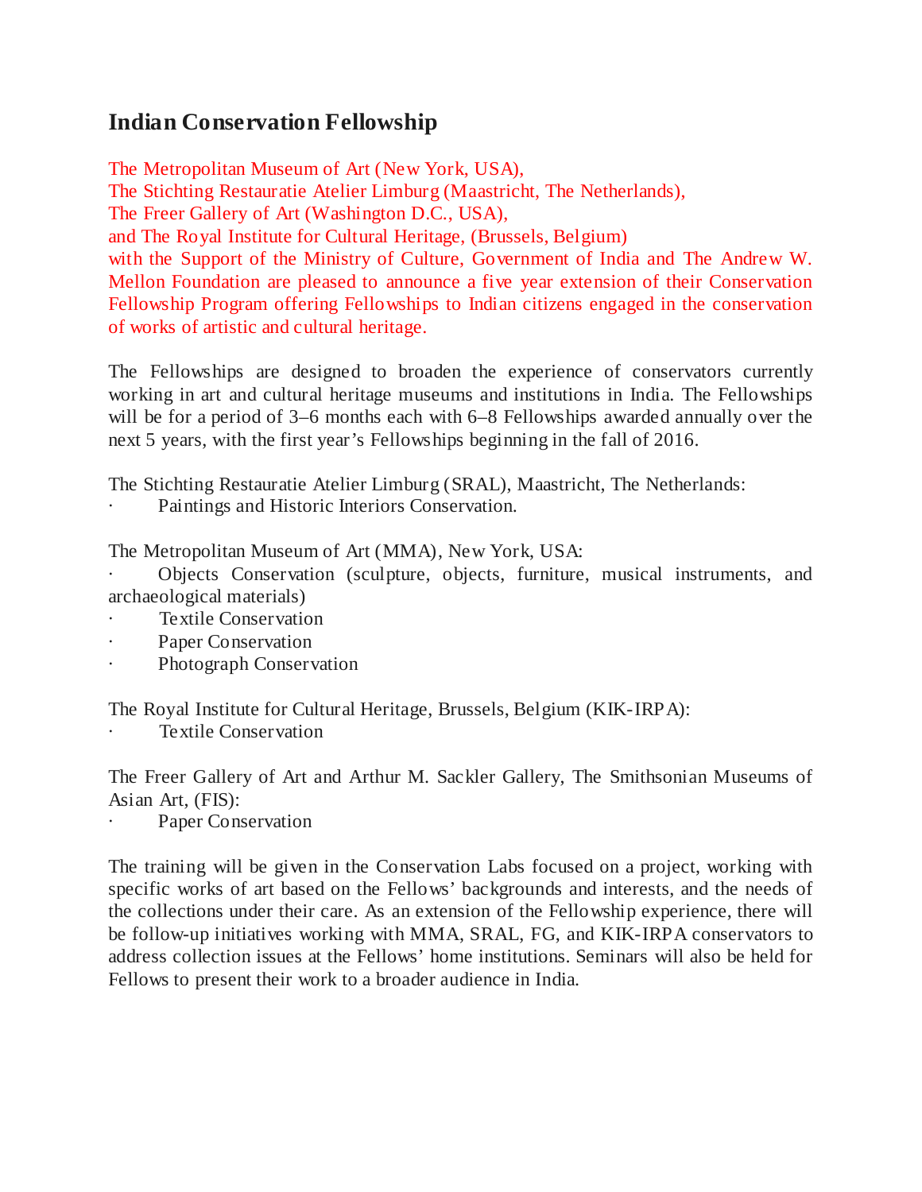# Indian Conservation Fellowship

The Metropolitan Museum of Art (New York, USA),
The Stichting Restauratie Atelier Limburg (Maastricht, The Netherlands),
The Freer Gallery of Art (Washington D.C., USA),
and The Royal Institute for Cultural Heritage, (Brussels, Belgium)
with the Support of the Ministry of Culture, Government of India and The Andrew W. Mellon Foundation are pleased to announce a five year extension of their Conservation Fellowship Program offering Fellowships to Indian citizens engaged in the conservation of works of artistic and cultural heritage.

The Fellowships are designed to broaden the experience of conservators currently working in art and cultural heritage museums and institutions in India. The Fellowships will be for a period of 3–6 months each with 6–8 Fellowships awarded annually over the next 5 years, with the first year's Fellowships beginning in the fall of 2016.

The Stichting Restauratie Atelier Limburg (SRAL), Maastricht, The Netherlands:

- Paintings and Historic Interiors Conservation.

The Metropolitan Museum of Art (MMA), New York, USA:

- Objects Conservation (sculpture, objects, furniture, musical instruments, and archaeological materials)
- Textile Conservation
- Paper Conservation
- Photograph Conservation

The Royal Institute for Cultural Heritage, Brussels, Belgium (KIK-IRPA):

- Textile Conservation

The Freer Gallery of Art and Arthur M. Sackler Gallery, The Smithsonian Museums of Asian Art, (FIS):

- Paper Conservation

The training will be given in the Conservation Labs focused on a project, working with specific works of art based on the Fellows' backgrounds and interests, and the needs of the collections under their care. As an extension of the Fellowship experience, there will be follow-up initiatives working with MMA, SRAL, FG, and KIK-IRPA conservators to address collection issues at the Fellows' home institutions. Seminars will also be held for Fellows to present their work to a broader audience in India.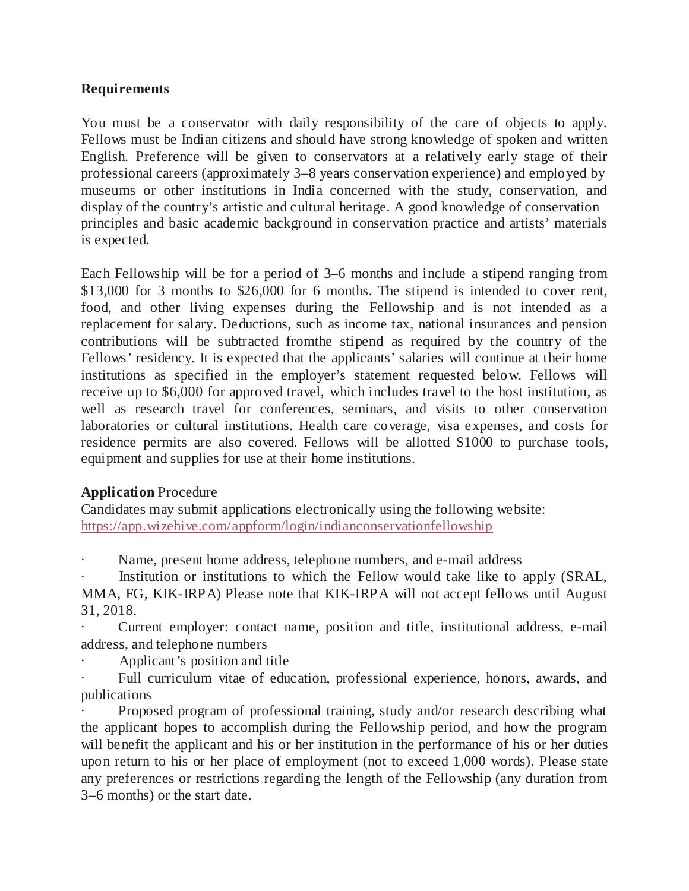**Requirements**

You must be a conservator with daily responsibility of the care of objects to apply. Fellows must be Indian citizens and should have strong knowledge of spoken and written English. Preference will be given to conservators at a relatively early stage of their professional careers (approximately 3–8 years conservation experience) and employed by museums or other institutions in India concerned with the study, conservation, and display of the country's artistic and cultural heritage. A good knowledge of conservation principles and basic academic background in conservation practice and artists' materials is expected.

Each Fellowship will be for a period of 3–6 months and include a stipend ranging from $13,000 for 3 months to $26,000 for 6 months. The stipend is intended to cover rent, food, and other living expenses during the Fellowship and is not intended as a replacement for salary. Deductions, such as income tax, national insurances and pension contributions will be subtracted fromthe stipend as required by the country of the Fellows' residency. It is expected that the applicants' salaries will continue at their home institutions as specified in the employer's statement requested below. Fellows will receive up to $6,000 for approved travel, which includes travel to the host institution, as well as research travel for conferences, seminars, and visits to other conservation laboratories or cultural institutions. Health care coverage, visa expenses, and costs for residence permits are also covered. Fellows will be allotted $1000 to purchase tools, equipment and supplies for use at their home institutions.

**Application** Procedure

Candidates may submit applications electronically using the following website: [https://app.wizehive.com/appform/login/indianconservationfellowship](https://app.wizehive.com/appform/login/indianconservationfellowship)

- Name, present home address, telephone numbers, and e-mail address
- Institution or institutions to which the Fellow would take like to apply (SRAL, MMA, FG, KIK-IRPA) Please note that KIK-IRPA will not accept fellows until August 31, 2018.
- Current employer: contact name, position and title, institutional address, e-mail address, and telephone numbers
- Applicant's position and title
- Full curriculum vitae of education, professional experience, honors, awards, and publications
- Proposed program of professional training, study and/or research describing what the applicant hopes to accomplish during the Fellowship period, and how the program will benefit the applicant and his or her institution in the performance of his or her duties upon return to his or her place of employment (not to exceed 1,000 words). Please state any preferences or restrictions regarding the length of the Fellowship (any duration from 3–6 months) or the start date.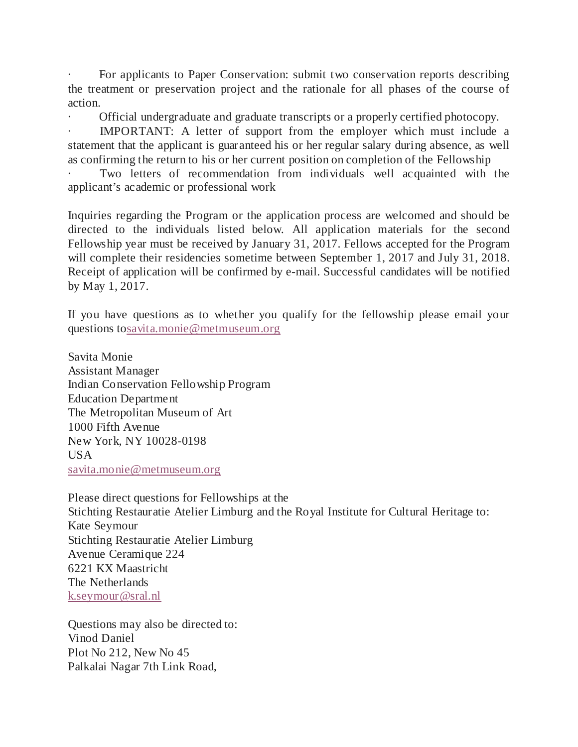- For applicants to Paper Conservation: submit two conservation reports describing the treatment or preservation project and the rationale for all phases of the course of action.
- Official undergraduate and graduate transcripts or a properly certified photocopy.
- IMPORTANT: A letter of support from the employer which must include a statement that the applicant is guaranteed his or her regular salary during absence, as well as confirming the return to his or her current position on completion of the Fellowship
- Two letters of recommendation from individuals well acquainted with the applicant's academic or professional work

Inquiries regarding the Program or the application process are welcomed and should be directed to the individuals listed below. All application materials for the second Fellowship year must be received by January 31, 2017. Fellows accepted for the Program will complete their residencies sometime between September 1, 2017 and July 31, 2018. Receipt of application will be confirmed by e-mail. Successful candidates will be notified by May 1, 2017.

If you have questions as to whether you qualify for the fellowship please email your questions to savita.monie@metmuseum.org

Savita Monie
Assistant Manager
Indian Conservation Fellowship Program
Education Department
The Metropolitan Museum of Art
1000 Fifth Avenue
New York, NY 10028-0198
USA
savita.monie@metmuseum.org

Please direct questions for Fellowships at the
Stichting Restauratie Atelier Limburg and the Royal Institute for Cultural Heritage to:
Kate Seymour
Stichting Restauratie Atelier Limburg
Avenue Ceramique 224
6221 KX Maastricht
The Netherlands
k.seymour@sral.nl

Questions may also be directed to:
Vinod Daniel
Plot No 212, New No 45
Palkalai Nagar 7th Link Road,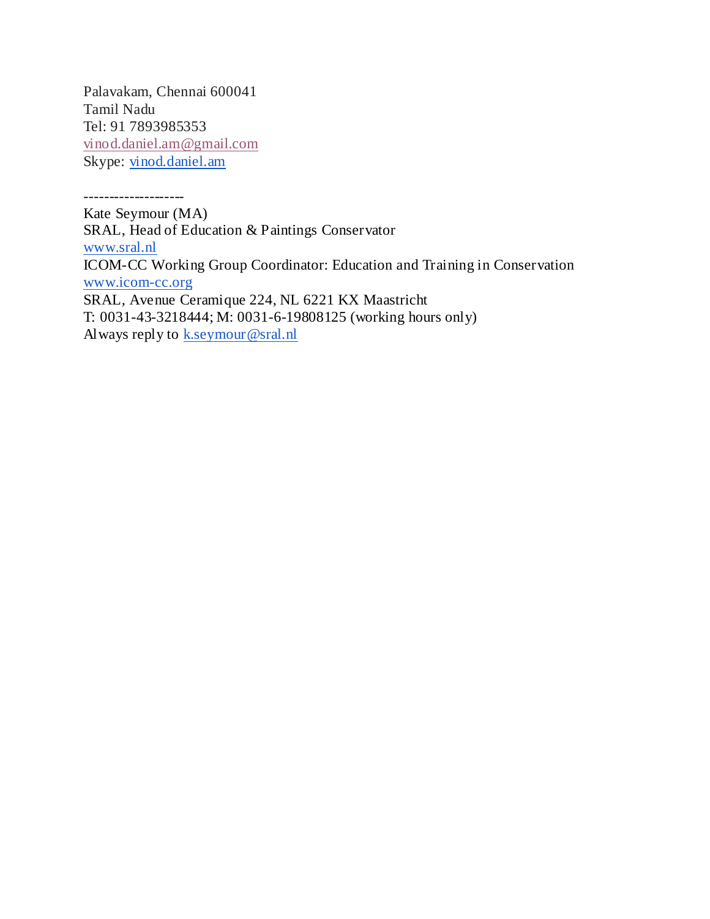Palavakam, Chennai 600041
Tamil Nadu
Tel: 91 7893985353
vinod.daniel.am@gmail.com
Skype: vinod.daniel.am

--------------------
Kate Seymour (MA)
SRAL, Head of Education & Paintings Conservator
www.sral.nl
ICOM-CC Working Group Coordinator: Education and Training in Conservation
www.icom-cc.org
SRAL, Avenue Ceramique 224, NL 6221 KX Maastricht
T: 0031-43-3218444; M: 0031-6-19808125 (working hours only)
Always reply to k.seymour@sral.nl